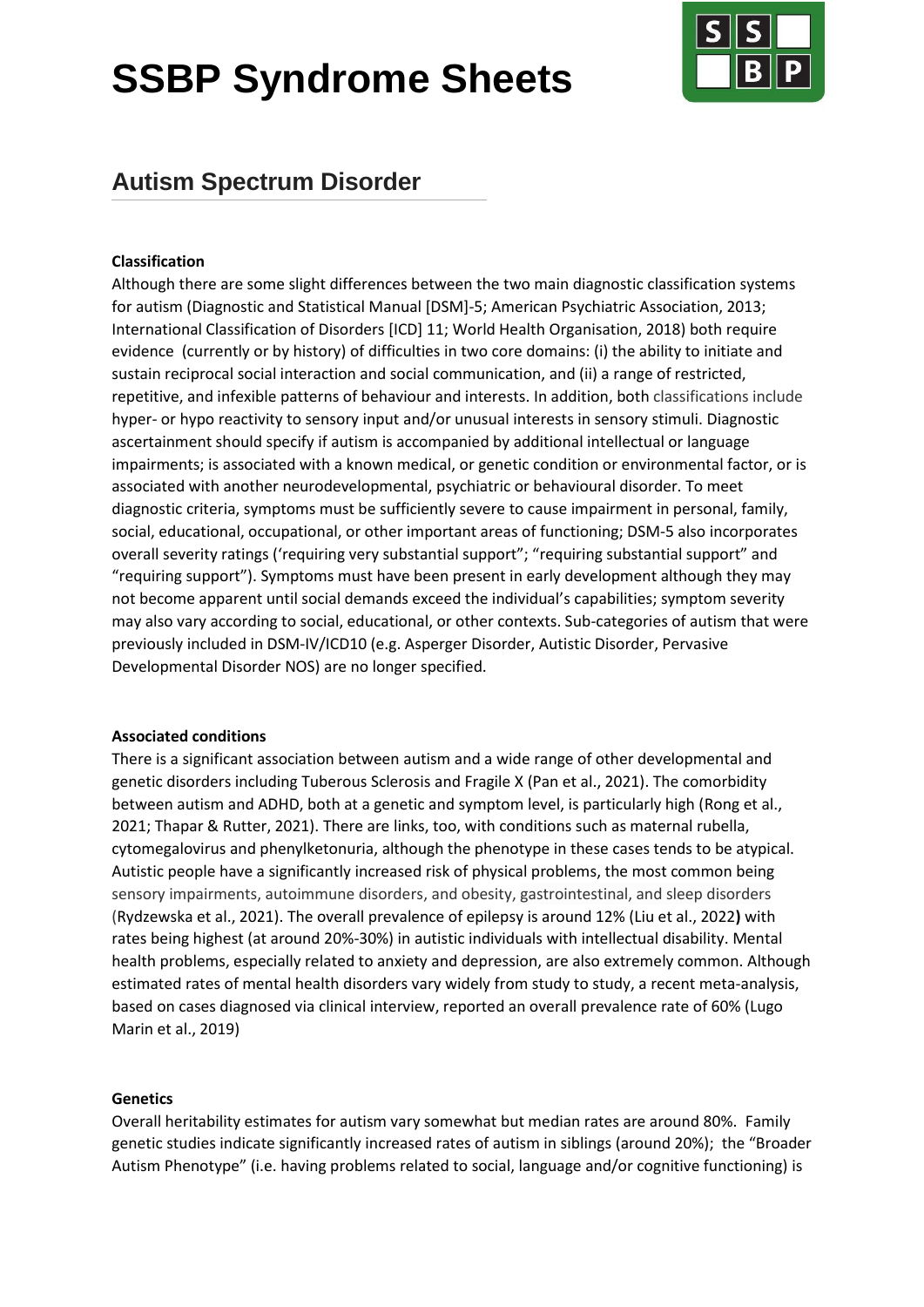# SSBP Syndrome Sheets

## Autism Spectrum Disorder

**Classification**

Although there are some slight differences between the two main diagnostic classification systems for autism (Diagnostic and Statistical Manual [DSM]-5; American Psychiatric Association, 2013; International Classification of Disorders [ICD] 11; World Health Organisation, 2018) both require evidence (currently or by history) of difficulties in two core domains: (i) the ability to initiate and sustain reciprocal social interaction and social communication, and (ii) a range of restricted, repetitive, and infexible patterns of behaviour and interests. In addition, both classifications include hyper- or hypo reactivity to sensory input and/or unusual interests in sensory stimuli. Diagnostic ascertainment should specify if autism is accompanied by additional intellectual or language impairments; is associated with a known medical, or genetic condition or environmental factor, or is associated with another neurodevelopmental, psychiatric or behavioural disorder. To meet diagnostic criteria, symptoms must be sufficiently severe to cause impairment in personal, family, social, educational, occupational, or other important areas of functioning; DSM-5 also incorporates overall severity ratings ('requiring very substantial support"; "requiring substantial support" and "requiring support"). Symptoms must have been present in early development although they may not become apparent until social demands exceed the individual's capabilities; symptom severity may also vary according to social, educational, or other contexts. Sub-categories of autism that were previously included in DSM-IV/ICD10 (e.g. Asperger Disorder, Autistic Disorder, Pervasive Developmental Disorder NOS) are no longer specified.

**Associated conditions**

There is a significant association between autism and a wide range of other developmental and genetic disorders including Tuberous Sclerosis and Fragile X (Pan et al., 2021). The comorbidity between autism and ADHD, both at a genetic and symptom level, is particularly high (Rong et al., 2021; Thapar & Rutter, 2021). There are links, too, with conditions such as maternal rubella, cytomegalovirus and phenylketonuria, although the phenotype in these cases tends to be atypical. Autistic people have a significantly increased risk of physical problems, the most common being sensory impairments, autoimmune disorders, and obesity, gastrointestinal, and sleep disorders (Rydzewska et al., 2021). The overall prevalence of epilepsy is around 12% (Liu et al., 2022**)** with rates being highest (at around 20%-30%) in autistic individuals with intellectual disability. Mental health problems, especially related to anxiety and depression, are also extremely common. Although estimated rates of mental health disorders vary widely from study to study, a recent meta-analysis, based on cases diagnosed via clinical interview, reported an overall prevalence rate of 60% (Lugo Marin et al., 2019)

**Genetics**

Overall heritability estimates for autism vary somewhat but median rates are around 80%. Family genetic studies indicate significantly increased rates of autism in siblings (around 20%); the "Broader Autism Phenotype" (i.e. having problems related to social, language and/or cognitive functioning) is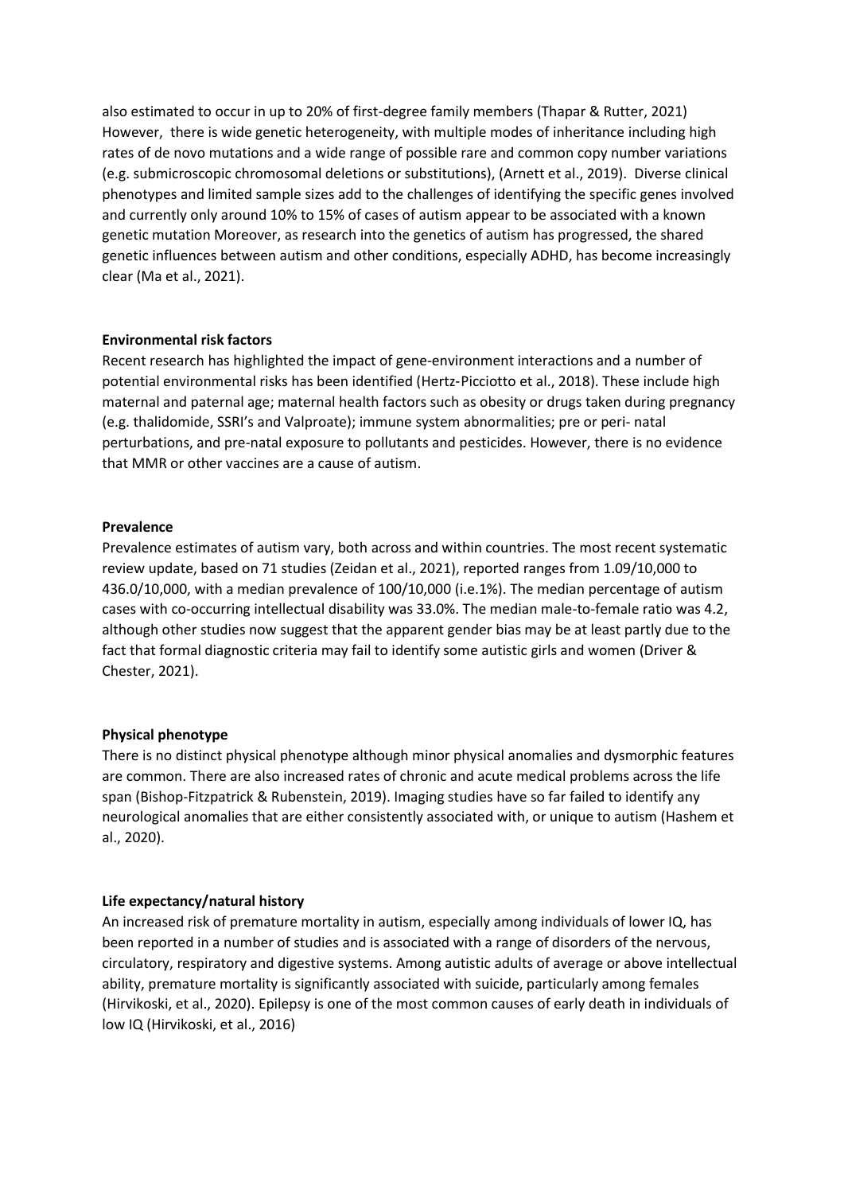also estimated to occur in up to 20% of first-degree family members (Thapar & Rutter, 2021) However, there is wide genetic heterogeneity, with multiple modes of inheritance including high rates of de novo mutations and a wide range of possible rare and common copy number variations (e.g. submicroscopic chromosomal deletions or substitutions), (Arnett et al., 2019). Diverse clinical phenotypes and limited sample sizes add to the challenges of identifying the specific genes involved and currently only around 10% to 15% of cases of autism appear to be associated with a known genetic mutation Moreover, as research into the genetics of autism has progressed, the shared genetic influences between autism and other conditions, especially ADHD, has become increasingly clear (Ma et al., 2021).

**Environmental risk factors**

Recent research has highlighted the impact of gene-environment interactions and a number of potential environmental risks has been identified (Hertz-Picciotto et al., 2018). These include high maternal and paternal age; maternal health factors such as obesity or drugs taken during pregnancy (e.g. thalidomide, SSRI's and Valproate); immune system abnormalities; pre or peri- natal perturbations, and pre-natal exposure to pollutants and pesticides. However, there is no evidence that MMR or other vaccines are a cause of autism.

**Prevalence**

Prevalence estimates of autism vary, both across and within countries. The most recent systematic review update, based on 71 studies (Zeidan et al., 2021), reported ranges from 1.09/10,000 to 436.0/10,000, with a median prevalence of 100/10,000 (i.e.1%). The median percentage of autism cases with co-occurring intellectual disability was 33.0%. The median male-to-female ratio was 4.2, although other studies now suggest that the apparent gender bias may be at least partly due to the fact that formal diagnostic criteria may fail to identify some autistic girls and women (Driver & Chester, 2021).

**Physical phenotype**

There is no distinct physical phenotype although minor physical anomalies and dysmorphic features are common. There are also increased rates of chronic and acute medical problems across the life span (Bishop-Fitzpatrick & Rubenstein, 2019). Imaging studies have so far failed to identify any neurological anomalies that are either consistently associated with, or unique to autism (Hashem et al., 2020).

**Life expectancy/natural history**

An increased risk of premature mortality in autism, especially among individuals of lower IQ, has been reported in a number of studies and is associated with a range of disorders of the nervous, circulatory, respiratory and digestive systems. Among autistic adults of average or above intellectual ability, premature mortality is significantly associated with suicide, particularly among females (Hirvikoski, et al., 2020). Epilepsy is one of the most common causes of early death in individuals of low IQ (Hirvikoski, et al., 2016)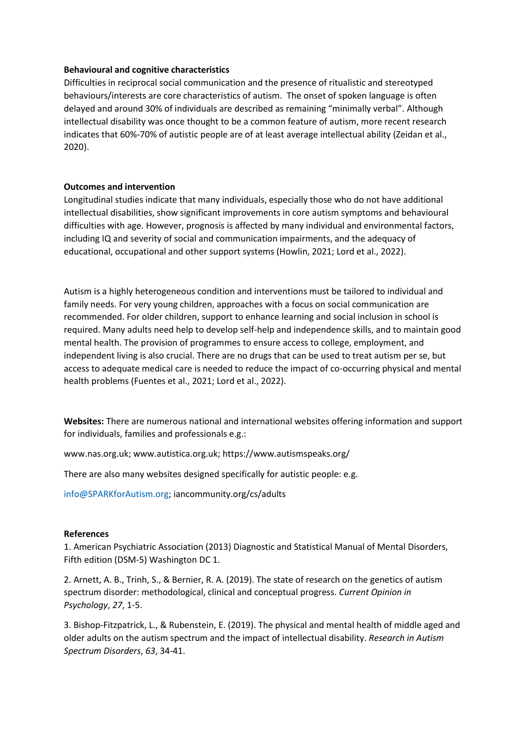**Behavioural and cognitive characteristics**

Difficulties in reciprocal social communication and the presence of ritualistic and stereotyped behaviours/interests are core characteristics of autism. The onset of spoken language is often delayed and around 30% of individuals are described as remaining "minimally verbal". Although intellectual disability was once thought to be a common feature of autism, more recent research indicates that 60%-70% of autistic people are of at least average intellectual ability (Zeidan et al., 2020).

**Outcomes and intervention**

Longitudinal studies indicate that many individuals, especially those who do not have additional intellectual disabilities, show significant improvements in core autism symptoms and behavioural difficulties with age. However, prognosis is affected by many individual and environmental factors, including IQ and severity of social and communication impairments, and the adequacy of educational, occupational and other support systems (Howlin, 2021; Lord et al., 2022).

Autism is a highly heterogeneous condition and interventions must be tailored to individual and family needs. For very young children, approaches with a focus on social communication are recommended. For older children, support to enhance learning and social inclusion in school is required. Many adults need help to develop self-help and independence skills, and to maintain good mental health. The provision of programmes to ensure access to college, employment, and independent living is also crucial. There are no drugs that can be used to treat autism per se, but access to adequate medical care is needed to reduce the impact of co-occurring physical and mental health problems (Fuentes et al., 2021; Lord et al., 2022).

**Websites:** There are numerous national and international websites offering information and support for individuals, families and professionals e.g.:

www.nas.org.uk; www.autistica.org.uk; https://www.autismspeaks.org/

There are also many websites designed specifically for autistic people: e.g.

info@SPARKforAutism.org; iancommunity.org/cs/adults

**References**

1. American Psychiatric Association (2013) Diagnostic and Statistical Manual of Mental Disorders, Fifth edition (DSM-5) Washington DC 1.

2. Arnett, A. B., Trinh, S., & Bernier, R. A. (2019). The state of research on the genetics of autism spectrum disorder: methodological, clinical and conceptual progress. *Current Opinion in Psychology*, *27*, 1-5.

3. Bishop-Fitzpatrick, L., & Rubenstein, E. (2019). The physical and mental health of middle aged and older adults on the autism spectrum and the impact of intellectual disability. *Research in Autism Spectrum Disorders*, *63*, 34-41.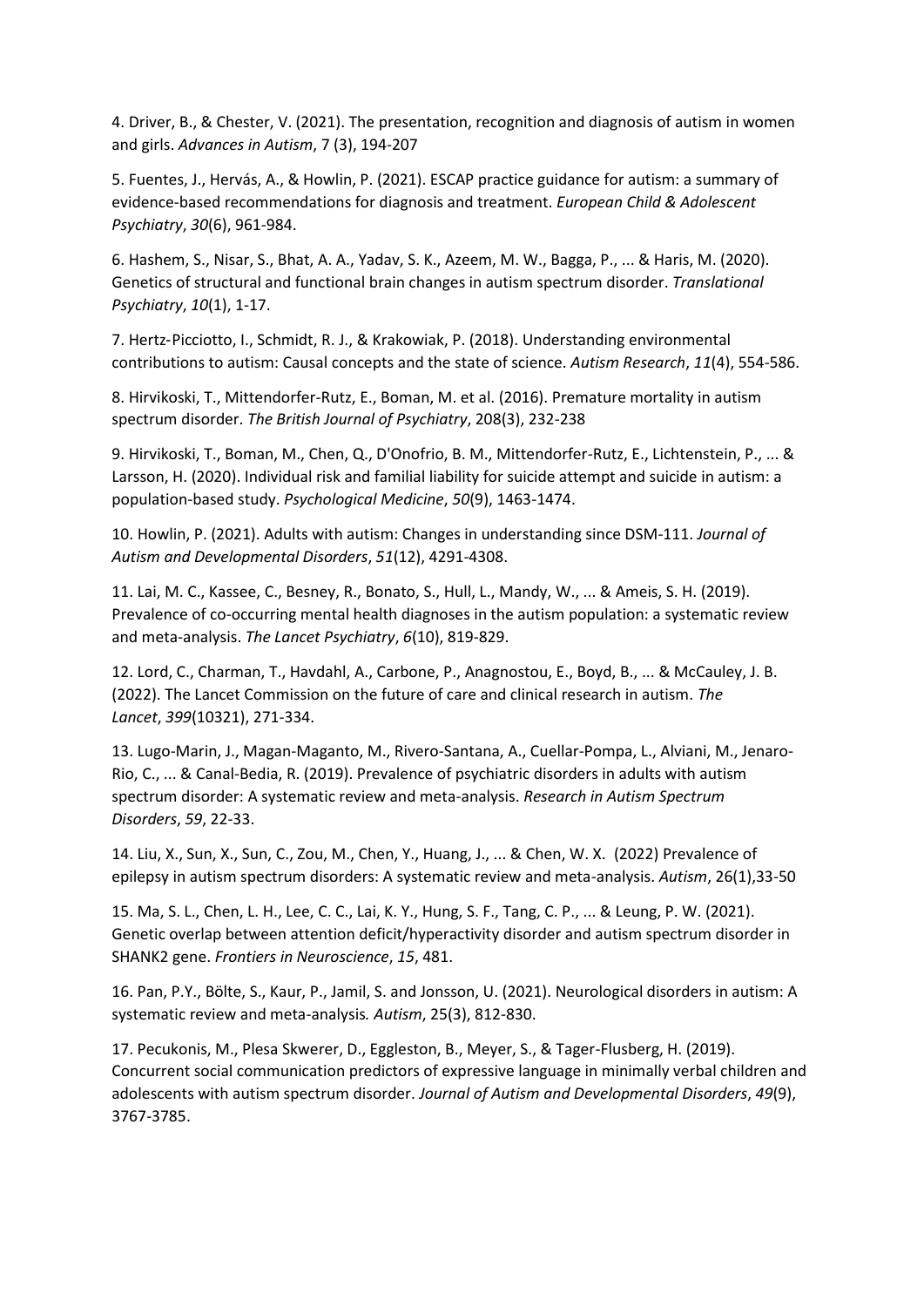4. Driver, B., & Chester, V. (2021). The presentation, recognition and diagnosis of autism in women and girls. *Advances in Autism*, 7 (3), 194-207

5. Fuentes, J., Hervás, A., & Howlin, P. (2021). ESCAP practice guidance for autism: a summary of evidence-based recommendations for diagnosis and treatment. *European Child & Adolescent Psychiatry*, *30*(6), 961-984.

6. Hashem, S., Nisar, S., Bhat, A. A., Yadav, S. K., Azeem, M. W., Bagga, P., ... & Haris, M. (2020). Genetics of structural and functional brain changes in autism spectrum disorder. *Translational Psychiatry*, *10*(1), 1-17.

7. Hertz-Picciotto, I., Schmidt, R. J., & Krakowiak, P. (2018). Understanding environmental contributions to autism: Causal concepts and the state of science. *Autism Research*, *11*(4), 554-586.

8. Hirvikoski, T., Mittendorfer-Rutz, E., Boman, M. et al. (2016). Premature mortality in autism spectrum disorder. *The British Journal of Psychiatry*, 208(3), 232-238

9. Hirvikoski, T., Boman, M., Chen, Q., D'Onofrio, B. M., Mittendorfer-Rutz, E., Lichtenstein, P., ... & Larsson, H. (2020). Individual risk and familial liability for suicide attempt and suicide in autism: a population-based study. *Psychological Medicine*, *50*(9), 1463-1474.

10. Howlin, P. (2021). Adults with autism: Changes in understanding since DSM-111. *Journal of Autism and Developmental Disorders*, *51*(12), 4291-4308.

11. Lai, M. C., Kassee, C., Besney, R., Bonato, S., Hull, L., Mandy, W., ... & Ameis, S. H. (2019). Prevalence of co-occurring mental health diagnoses in the autism population: a systematic review and meta-analysis. *The Lancet Psychiatry*, *6*(10), 819-829.

12. Lord, C., Charman, T., Havdahl, A., Carbone, P., Anagnostou, E., Boyd, B., ... & McCauley, J. B. (2022). The Lancet Commission on the future of care and clinical research in autism. *The Lancet*, *399*(10321), 271-334.

13. Lugo-Marin, J., Magan-Maganto, M., Rivero-Santana, A., Cuellar-Pompa, L., Alviani, M., Jenaro-Rio, C., ... & Canal-Bedia, R. (2019). Prevalence of psychiatric disorders in adults with autism spectrum disorder: A systematic review and meta-analysis. *Research in Autism Spectrum Disorders*, *59*, 22-33.

14. Liu, X., Sun, X., Sun, C., Zou, M., Chen, Y., Huang, J., ... & Chen, W. X. (2022) Prevalence of epilepsy in autism spectrum disorders: A systematic review and meta-analysis. *Autism*, 26(1),33-50

15. Ma, S. L., Chen, L. H., Lee, C. C., Lai, K. Y., Hung, S. F., Tang, C. P., ... & Leung, P. W. (2021). Genetic overlap between attention deficit/hyperactivity disorder and autism spectrum disorder in SHANK2 gene. *Frontiers in Neuroscience*, *15*, 481.

16. Pan, P.Y., Bölte, S., Kaur, P., Jamil, S. and Jonsson, U. (2021). Neurological disorders in autism: A systematic review and meta-analysis*. Autism*, 25(3), 812-830.

17. Pecukonis, M., Plesa Skwerer, D., Eggleston, B., Meyer, S., & Tager-Flusberg, H. (2019). Concurrent social communication predictors of expressive language in minimally verbal children and adolescents with autism spectrum disorder. *Journal of Autism and Developmental Disorders*, *49*(9), 3767-3785.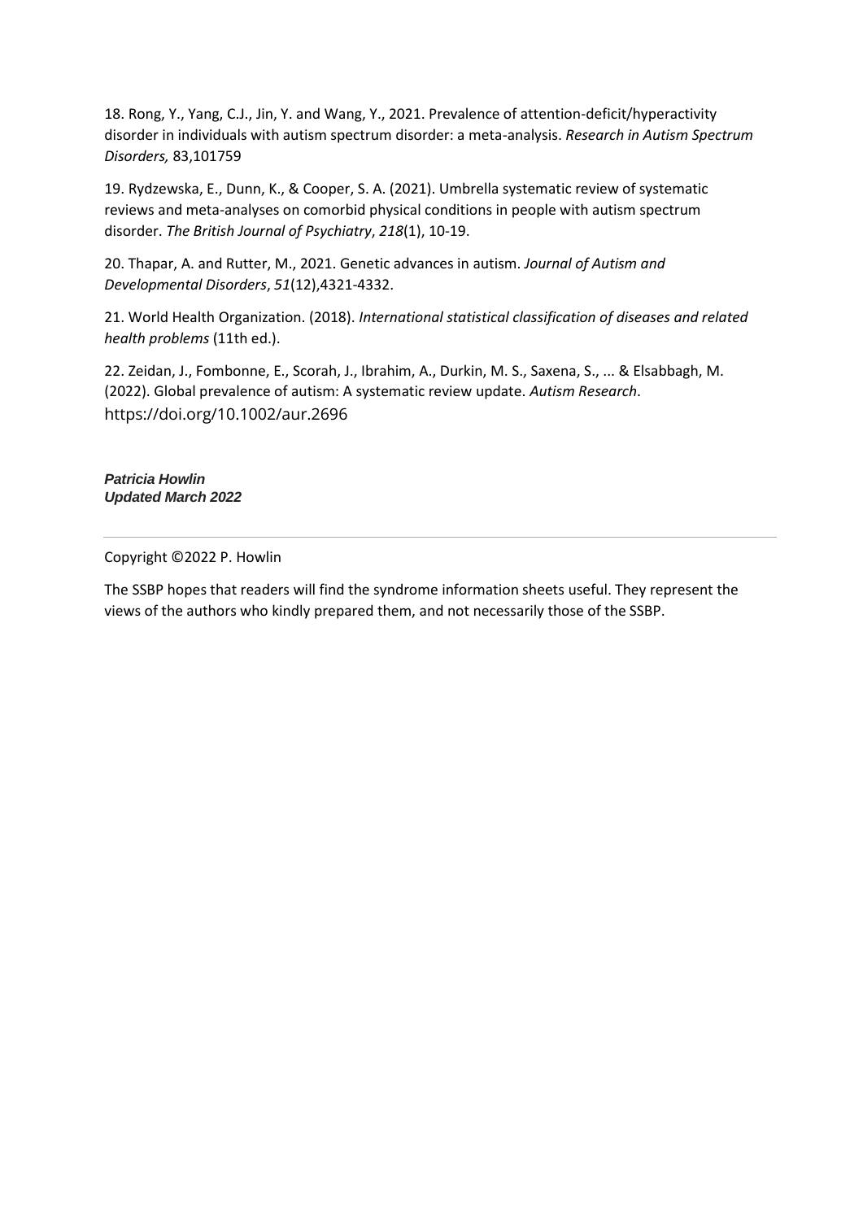18. Rong, Y., Yang, C.J., Jin, Y. and Wang, Y., 2021. Prevalence of attention-deficit/hyperactivity disorder in individuals with autism spectrum disorder: a meta-analysis. *Research in Autism Spectrum Disorders,* 83,101759

19. Rydzewska, E., Dunn, K., & Cooper, S. A. (2021). Umbrella systematic review of systematic reviews and meta-analyses on comorbid physical conditions in people with autism spectrum disorder. *The British Journal of Psychiatry*, *218*(1), 10-19.

20. Thapar, A. and Rutter, M., 2021. Genetic advances in autism. *Journal of Autism and Developmental Disorders*, *51*(12),4321-4332.

21. World Health Organization. (2018). *International statistical classification of diseases and related health problems* (11th ed.).

22. Zeidan, J., Fombonne, E., Scorah, J., Ibrahim, A., Durkin, M. S., Saxena, S., ... & Elsabbagh, M. (2022). Global prevalence of autism: A systematic review update. *Autism Research*. https://doi.org/10.1002/aur.2696

***Patricia Howlin***
***Updated March 2022***

---

Copyright ©2022 P. Howlin

The SSBP hopes that readers will find the syndrome information sheets useful. They represent the views of the authors who kindly prepared them, and not necessarily those of the SSBP.